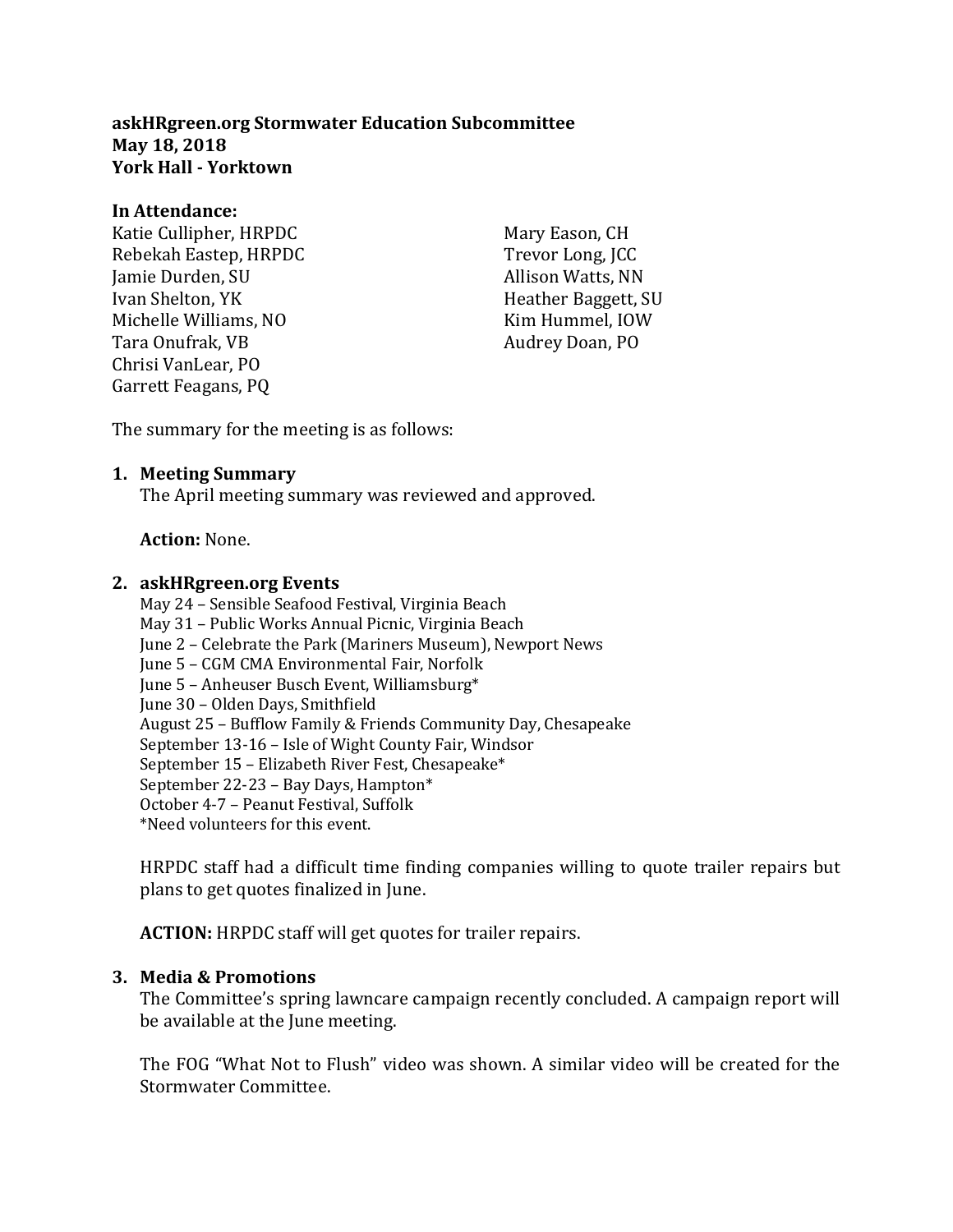**askHRgreen.org Stormwater Education Subcommittee**
**May 18, 2018**
**York Hall - Yorktown**

**In Attendance:**

Katie Cullipher, HRPDC
Rebekah Eastep, HRPDC
Jamie Durden, SU
Ivan Shelton, YK
Michelle Williams, NO
Tara Onufrak, VB
Chrisi VanLear, PO
Garrett Feagans, PQ
Mary Eason, CH
Trevor Long, JCC
Allison Watts, NN
Heather Baggett, SU
Kim Hummel, IOW
Audrey Doan, PO

The summary for the meeting is as follows:

1. **Meeting Summary**

   The April meeting summary was reviewed and approved.

   **Action:** None.

2. **askHRgreen.org Events**

   May 24 – Sensible Seafood Festival, Virginia Beach
   May 31 – Public Works Annual Picnic, Virginia Beach
   June 2 – Celebrate the Park (Mariners Museum), Newport News
   June 5 – CGM CMA Environmental Fair, Norfolk
   June 5 – Anheuser Busch Event, Williamsburg*
   June 30 – Olden Days, Smithfield
   August 25 – Bufflow Family & Friends Community Day, Chesapeake
   September 13-16 – Isle of Wight County Fair, Windsor
   September 15 – Elizabeth River Fest, Chesapeake*
   September 22-23 – Bay Days, Hampton*
   October 4-7 – Peanut Festival, Suffolk
   *Need volunteers for this event.

   HRPDC staff had a difficult time finding companies willing to quote trailer repairs but plans to get quotes finalized in June.

   **ACTION:** HRPDC staff will get quotes for trailer repairs.

3. **Media & Promotions**

   The Committee's spring lawncare campaign recently concluded. A campaign report will be available at the June meeting.

   The FOG "What Not to Flush" video was shown. A similar video will be created for the Stormwater Committee.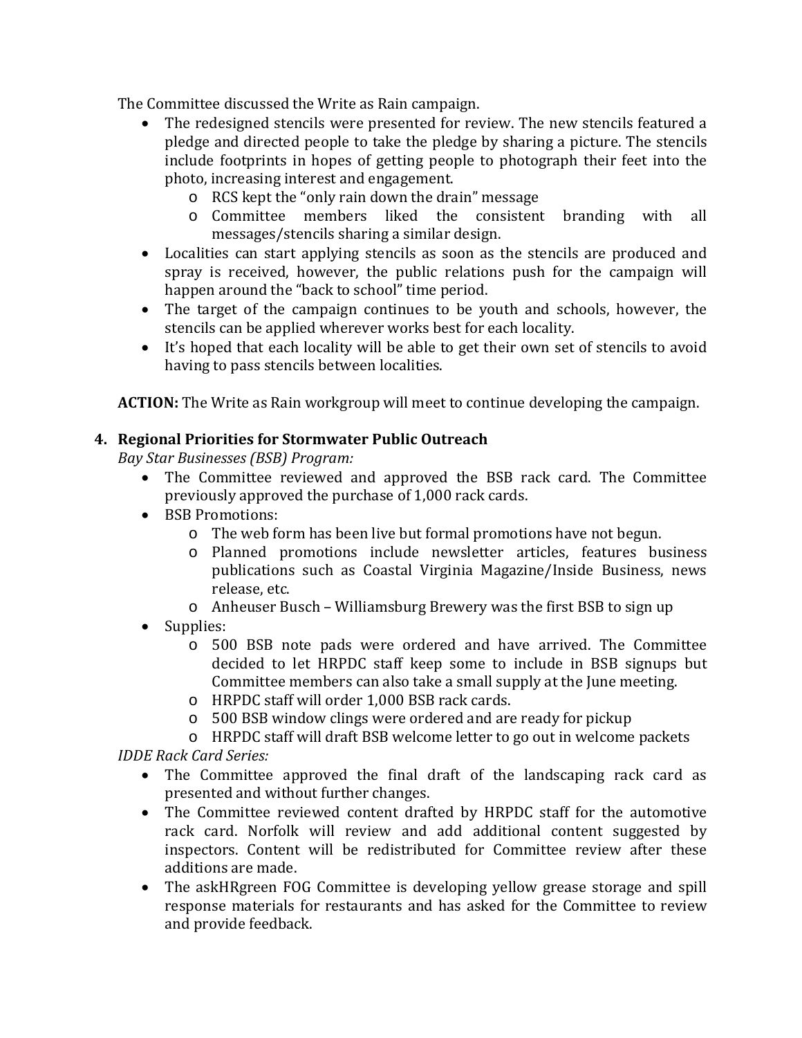The Committee discussed the Write as Rain campaign.

- The redesigned stencils were presented for review. The new stencils featured a pledge and directed people to take the pledge by sharing a picture. The stencils include footprints in hopes of getting people to photograph their feet into the photo, increasing interest and engagement.
  - RCS kept the "only rain down the drain" message
  - Committee members liked the consistent branding with all messages/stencils sharing a similar design.
- Localities can start applying stencils as soon as the stencils are produced and spray is received, however, the public relations push for the campaign will happen around the "back to school" time period.
- The target of the campaign continues to be youth and schools, however, the stencils can be applied wherever works best for each locality.
- It's hoped that each locality will be able to get their own set of stencils to avoid having to pass stencils between localities.

**ACTION:** The Write as Rain workgroup will meet to continue developing the campaign.

4. **Regional Priorities for Stormwater Public Outreach**

*Bay Star Businesses (BSB) Program:*

- The Committee reviewed and approved the BSB rack card. The Committee previously approved the purchase of 1,000 rack cards.
- BSB Promotions:
  - The web form has been live but formal promotions have not begun.
  - Planned promotions include newsletter articles, features business publications such as Coastal Virginia Magazine/Inside Business, news release, etc.
  - Anheuser Busch – Williamsburg Brewery was the first BSB to sign up
- Supplies:
  - 500 BSB note pads were ordered and have arrived. The Committee decided to let HRPDC staff keep some to include in BSB signups but Committee members can also take a small supply at the June meeting.
  - HRPDC staff will order 1,000 BSB rack cards.
  - 500 BSB window clings were ordered and are ready for pickup
  - HRPDC staff will draft BSB welcome letter to go out in welcome packets

*IDDE Rack Card Series:*

- The Committee approved the final draft of the landscaping rack card as presented and without further changes.
- The Committee reviewed content drafted by HRPDC staff for the automotive rack card. Norfolk will review and add additional content suggested by inspectors. Content will be redistributed for Committee review after these additions are made.
- The askHRgreen FOG Committee is developing yellow grease storage and spill response materials for restaurants and has asked for the Committee to review and provide feedback.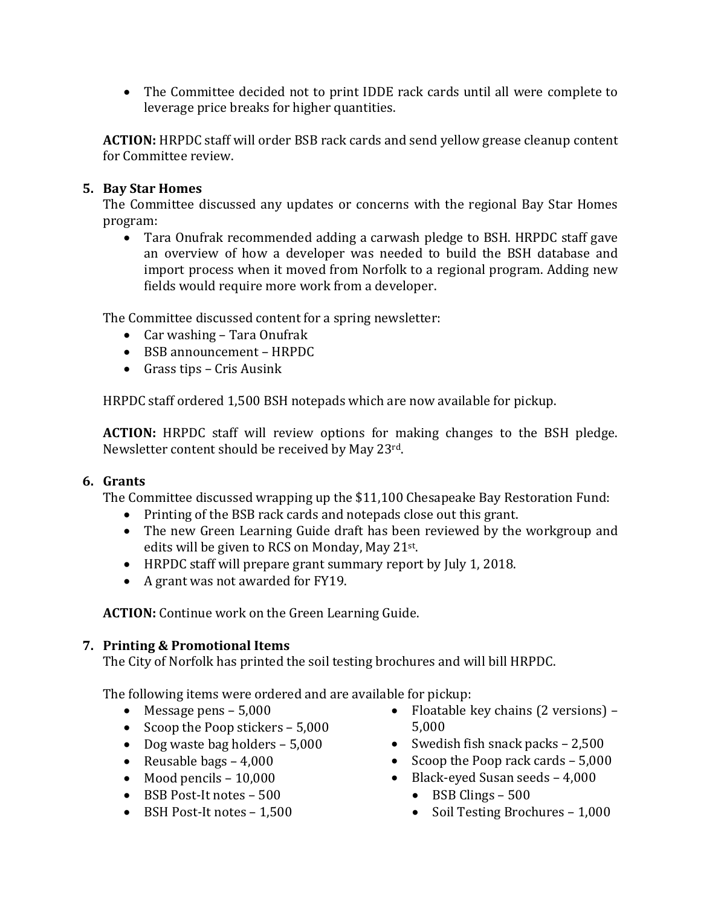- The Committee decided not to print IDDE rack cards until all were complete to leverage price breaks for higher quantities.

**ACTION:** HRPDC staff will order BSB rack cards and send yellow grease cleanup content for Committee review.

5. **Bay Star Homes**

The Committee discussed any updates or concerns with the regional Bay Star Homes program:

- Tara Onufrak recommended adding a carwash pledge to BSH. HRPDC staff gave an overview of how a developer was needed to build the BSH database and import process when it moved from Norfolk to a regional program. Adding new fields would require more work from a developer.

The Committee discussed content for a spring newsletter:

- Car washing – Tara Onufrak
- BSB announcement – HRPDC
- Grass tips – Cris Ausink

HRPDC staff ordered 1,500 BSH notepads which are now available for pickup.

**ACTION:** HRPDC staff will review options for making changes to the BSH pledge. Newsletter content should be received by May 23rd.

6. **Grants**

The Committee discussed wrapping up the $11,100 Chesapeake Bay Restoration Fund:

- Printing of the BSB rack cards and notepads close out this grant.
- The new Green Learning Guide draft has been reviewed by the workgroup and edits will be given to RCS on Monday, May 21st.
- HRPDC staff will prepare grant summary report by July 1, 2018.
- A grant was not awarded for FY19.

**ACTION:** Continue work on the Green Learning Guide.

7. **Printing & Promotional Items**

The City of Norfolk has printed the soil testing brochures and will bill HRPDC.

The following items were ordered and are available for pickup:

- Message pens – 5,000
- Scoop the Poop stickers – 5,000
- Dog waste bag holders – 5,000
- Reusable bags – 4,000
- Mood pencils – 10,000
- BSB Post-It notes – 500
- BSH Post-It notes – 1,500
- Floatable key chains (2 versions) – 5,000
- Swedish fish snack packs – 2,500
- Scoop the Poop rack cards – 5,000
- Black-eyed Susan seeds – 4,000
  - BSB Clings – 500
  - Soil Testing Brochures – 1,000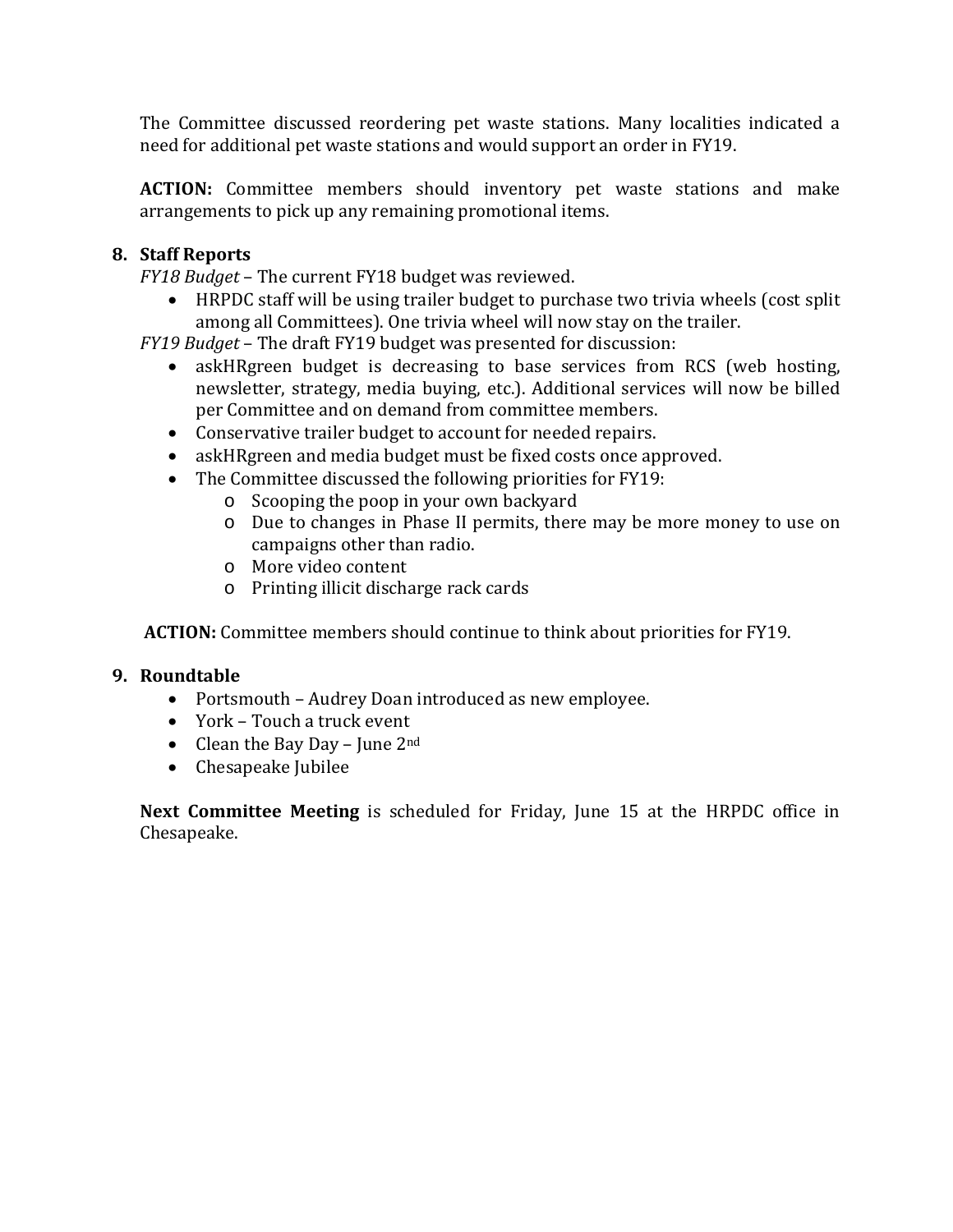The Committee discussed reordering pet waste stations. Many localities indicated a need for additional pet waste stations and would support an order in FY19.

**ACTION:** Committee members should inventory pet waste stations and make arrangements to pick up any remaining promotional items.

8. **Staff Reports**

*FY18 Budget* – The current FY18 budget was reviewed.

- HRPDC staff will be using trailer budget to purchase two trivia wheels (cost split among all Committees). One trivia wheel will now stay on the trailer.

*FY19 Budget* – The draft FY19 budget was presented for discussion:

- askHRgreen budget is decreasing to base services from RCS (web hosting, newsletter, strategy, media buying, etc.). Additional services will now be billed per Committee and on demand from committee members.
- Conservative trailer budget to account for needed repairs.
- askHRgreen and media budget must be fixed costs once approved.
- The Committee discussed the following priorities for FY19:
  - Scooping the poop in your own backyard
  - Due to changes in Phase II permits, there may be more money to use on campaigns other than radio.
  - More video content
  - Printing illicit discharge rack cards

**ACTION:** Committee members should continue to think about priorities for FY19.

9. **Roundtable**

- Portsmouth – Audrey Doan introduced as new employee.
- York – Touch a truck event
- Clean the Bay Day – June 2nd
- Chesapeake Jubilee

**Next Committee Meeting** is scheduled for Friday, June 15 at the HRPDC office in Chesapeake.